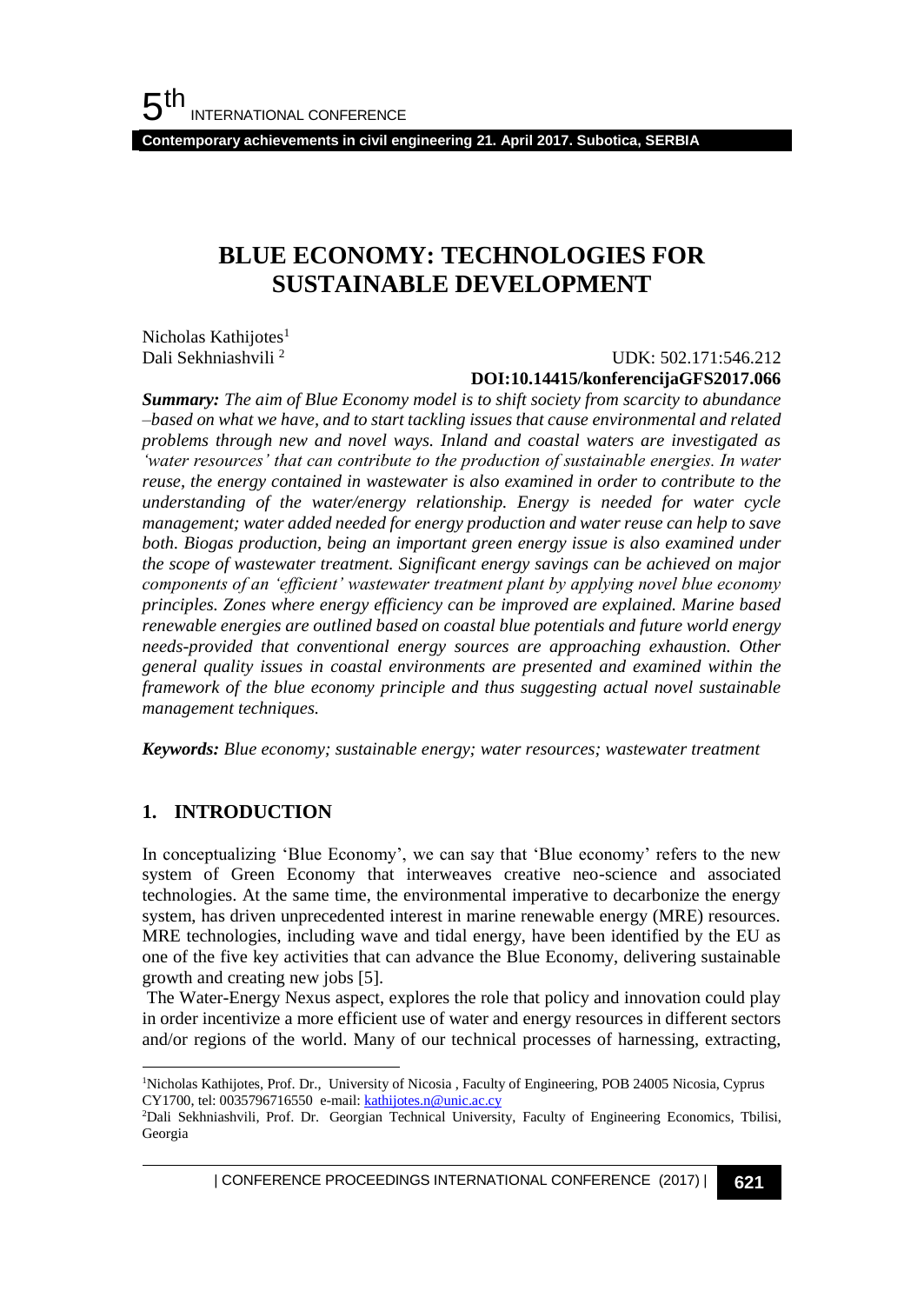# BLUE ECONOMY: TECHNOLOGIES FOR SUSTAINABLE DEVELOPMENT

Nicholas Kathijotes[1]
Dali Sekhniashvili [2]

UDK: 502.171:546.212
**DOI:10.14415/konferencijaGFS2017.066**

***Summary:*** *The aim of Blue Economy model is to shift society from scarcity to abundance –based on what we have, and to start tackling issues that cause environmental and related problems through new and novel ways. Inland and coastal waters are investigated as 'water resources' that can contribute to the production of sustainable energies. In water reuse, the energy contained in wastewater is also examined in order to contribute to the understanding of the water/energy relationship. Energy is needed for water cycle management; water added needed for energy production and water reuse can help to save both. Biogas production, being an important green energy issue is also examined under the scope of wastewater treatment. Significant energy savings can be achieved on major components of an 'efficient' wastewater treatment plant by applying novel blue economy principles. Zones where energy efficiency can be improved are explained. Marine based renewable energies are outlined based on coastal blue potentials and future world energy needs-provided that conventional energy sources are approaching exhaustion. Other general quality issues in coastal environments are presented and examined within the framework of the blue economy principle and thus suggesting actual novel sustainable management techniques.*

***Keywords:*** *Blue economy; sustainable energy; water resources; wastewater treatment*

## 1. INTRODUCTION

In conceptualizing 'Blue Economy', we can say that 'Blue economy' refers to the new system of Green Economy that interweaves creative neo-science and associated technologies. At the same time, the environmental imperative to decarbonize the energy system, has driven unprecedented interest in marine renewable energy (MRE) resources. MRE technologies, including wave and tidal energy, have been identified by the EU as one of the five key activities that can advance the Blue Economy, delivering sustainable growth and creating new jobs [5].

The Water-Energy Nexus aspect, explores the role that policy and innovation could play in order incentivize a more efficient use of water and energy resources in different sectors and/or regions of the world. Many of our technical processes of harnessing, extracting,

---

[1]Nicholas Kathijotes, Prof. Dr., University of Nicosia , Faculty of Engineering, POB 24005 Nicosia, Cyprus CY1700, tel: 0035796716550 e-mail: kathijotes.n@unic.ac.cy

[2]Dali Sekhniashvili, Prof. Dr. Georgian Technical University, Faculty of Engineering Economics, Tbilisi, Georgia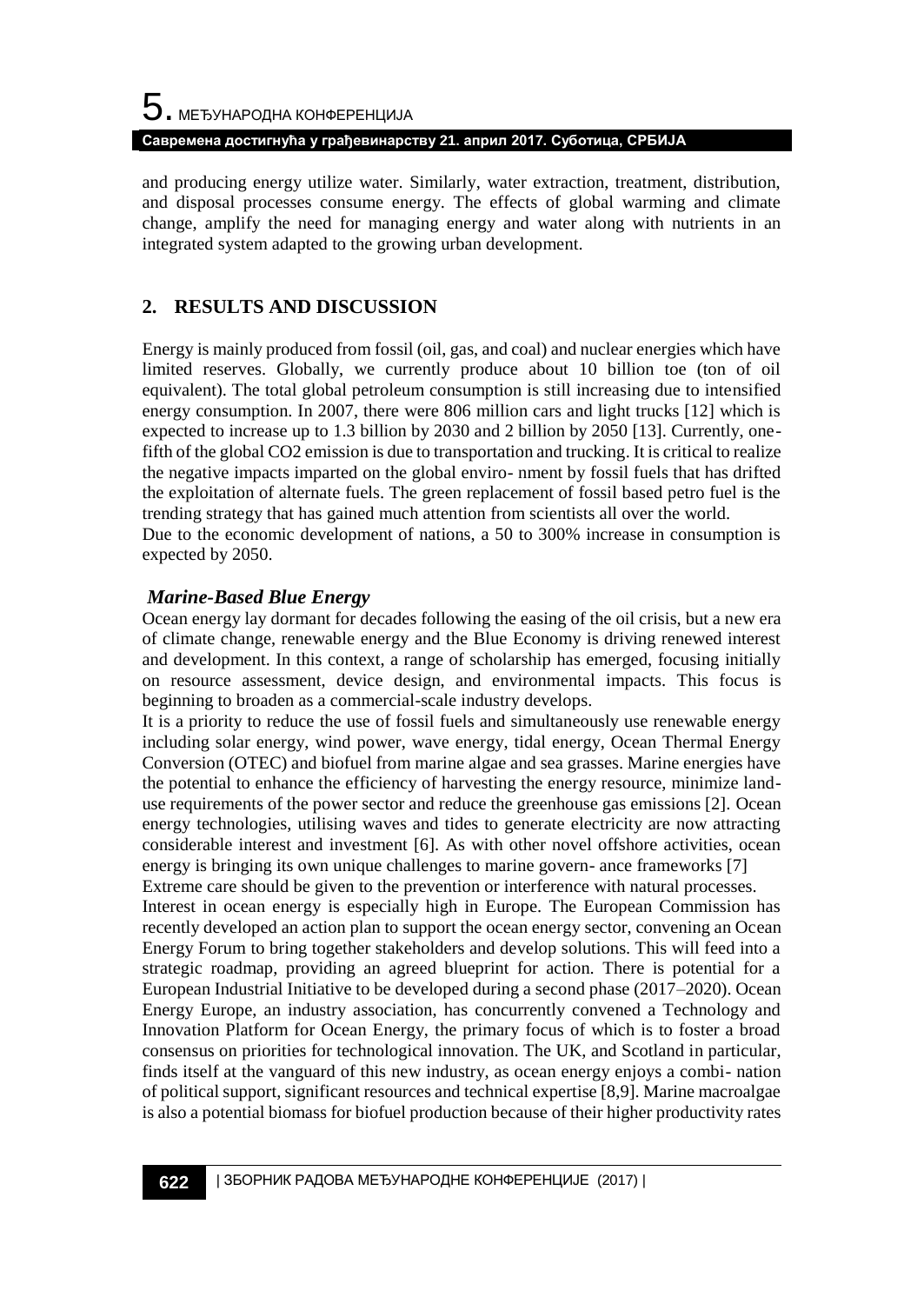and producing energy utilize water. Similarly, water extraction, treatment, distribution, and disposal processes consume energy. The effects of global warming and climate change, amplify the need for managing energy and water along with nutrients in an integrated system adapted to the growing urban development.

## 2. RESULTS AND DISCUSSION

Energy is mainly produced from fossil (oil, gas, and coal) and nuclear energies which have limited reserves. Globally, we currently produce about 10 billion toe (ton of oil equivalent). The total global petroleum consumption is still increasing due to intensified energy consumption. In 2007, there were 806 million cars and light trucks [12] which is expected to increase up to 1.3 billion by 2030 and 2 billion by 2050 [13]. Currently, one-fifth of the global CO2 emission is due to transportation and trucking. It is critical to realize the negative impacts imparted on the global enviro- nment by fossil fuels that has drifted the exploitation of alternate fuels. The green replacement of fossil based petro fuel is the trending strategy that has gained much attention from scientists all over the world.
Due to the economic development of nations, a 50 to 300% increase in consumption is expected by 2050.

### *Marine-Based Blue Energy*

Ocean energy lay dormant for decades following the easing of the oil crisis, but a new era of climate change, renewable energy and the Blue Economy is driving renewed interest and development. In this context, a range of scholarship has emerged, focusing initially on resource assessment, device design, and environmental impacts. This focus is beginning to broaden as a commercial-scale industry develops.
It is a priority to reduce the use of fossil fuels and simultaneously use renewable energy including solar energy, wind power, wave energy, tidal energy, Ocean Thermal Energy Conversion (OTEC) and biofuel from marine algae and sea grasses. Marine energies have the potential to enhance the efficiency of harvesting the energy resource, minimize land-use requirements of the power sector and reduce the greenhouse gas emissions [2]. Ocean energy technologies, utilising waves and tides to generate electricity are now attracting considerable interest and investment [6]. As with other novel offshore activities, ocean energy is bringing its own unique challenges to marine govern- ance frameworks [7]
Extreme care should be given to the prevention or interference with natural processes.
Interest in ocean energy is especially high in Europe. The European Commission has recently developed an action plan to support the ocean energy sector, convening an Ocean Energy Forum to bring together stakeholders and develop solutions. This will feed into a strategic roadmap, providing an agreed blueprint for action. There is potential for a European Industrial Initiative to be developed during a second phase (2017–2020). Ocean Energy Europe, an industry association, has concurrently convened a Technology and Innovation Platform for Ocean Energy, the primary focus of which is to foster a broad consensus on priorities for technological innovation. The UK, and Scotland in particular, finds itself at the vanguard of this new industry, as ocean energy enjoys a combi- nation of political support, significant resources and technical expertise [8,9]. Marine macroalgae is also a potential biomass for biofuel production because of their higher productivity rates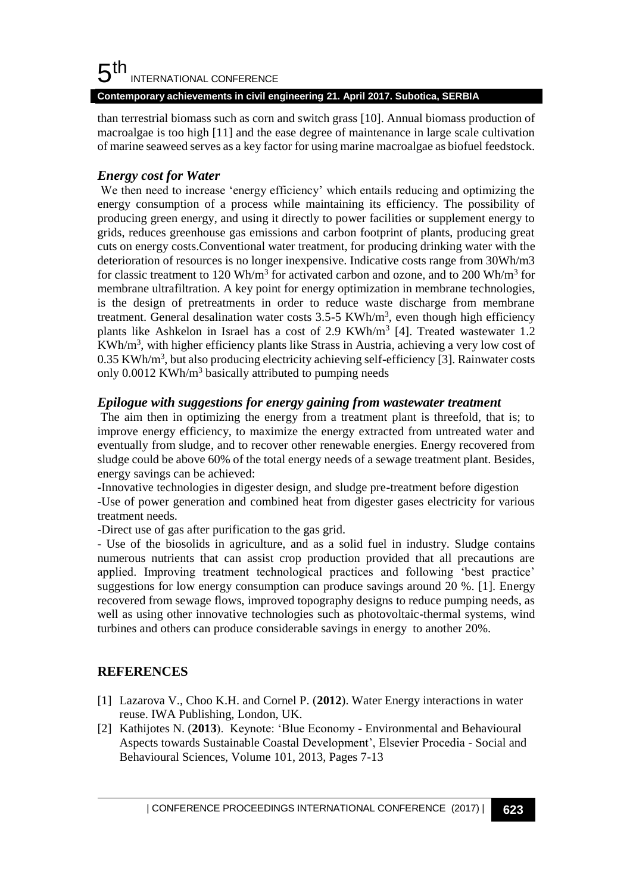than terrestrial biomass such as corn and switch grass [10]. Annual biomass production of macroalgae is too high [11] and the ease degree of maintenance in large scale cultivation of marine seaweed serves as a key factor for using marine macroalgae as biofuel feedstock.

### *Energy cost for Water*

We then need to increase 'energy efficiency' which entails reducing and optimizing the energy consumption of a process while maintaining its efficiency. The possibility of producing green energy, and using it directly to power facilities or supplement energy to grids, reduces greenhouse gas emissions and carbon footprint of plants, producing great cuts on energy costs.Conventional water treatment, for producing drinking water with the deterioration of resources is no longer inexpensive. Indicative costs range from 30Wh/m3 for classic treatment to 120 $Wh/m^3$ for activated carbon and ozone, and to 200 $Wh/m^3$ for membrane ultrafiltration. A key point for energy optimization in membrane technologies, is the design of pretreatments in order to reduce waste discharge from membrane treatment. General desalination water costs 3.5-5 $KWh/m^3$, even though high efficiency plants like Ashkelon in Israel has a cost of 2.9 $KWh/m^3$ [4]. Treated wastewater 1.2 $KWh/m^3$, with higher efficiency plants like Strass in Austria, achieving a very low cost of 0.35 $KWh/m^3$, but also producing electricity achieving self-efficiency [3]. Rainwater costs only 0.0012 $KWh/m^3$ basically attributed to pumping needs

### *Epilogue with suggestions for energy gaining from wastewater treatment*

The aim then in optimizing the energy from a treatment plant is threefold, that is; to improve energy efficiency, to maximize the energy extracted from untreated water and eventually from sludge, and to recover other renewable energies. Energy recovered from sludge could be above 60% of the total energy needs of a sewage treatment plant. Besides, energy savings can be achieved:

-Innovative technologies in digester design, and sludge pre-treatment before digestion

-Use of power generation and combined heat from digester gases electricity for various treatment needs.

-Direct use of gas after purification to the gas grid.

- Use of the biosolids in agriculture, and as a solid fuel in industry. Sludge contains numerous nutrients that can assist crop production provided that all precautions are applied. Improving treatment technological practices and following 'best practice' suggestions for low energy consumption can produce savings around 20 %. [1]. Energy recovered from sewage flows, improved topography designs to reduce pumping needs, as well as using other innovative technologies such as photovoltaic-thermal systems, wind turbines and others can produce considerable savings in energy to another 20%.

## REFERENCES

[1] Lazarova V., Choo K.H. and Cornel P. (**2012**). Water Energy interactions in water reuse. IWA Publishing, London, UK.

[2] Kathijotes N. (**2013**). Keynote: 'Blue Economy - Environmental and Behavioural Aspects towards Sustainable Coastal Development', Elsevier Procedia - Social and Behavioural Sciences, Volume 101, 2013, Pages 7-13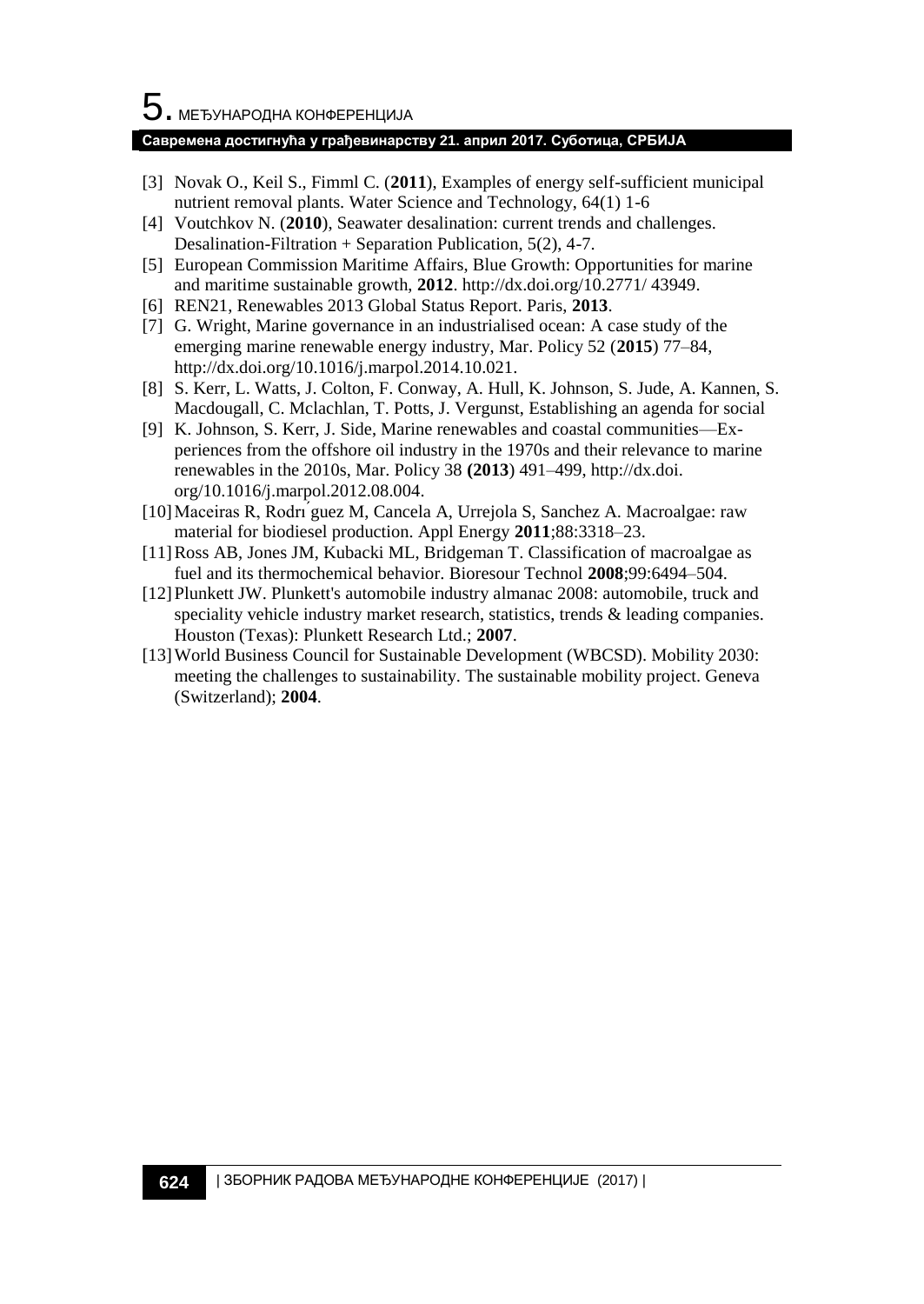[3] Novak O., Keil S., Fimml C. (**2011**), Examples of energy self-sufficient municipal nutrient removal plants. Water Science and Technology, 64(1) 1-6

[4] Voutchkov N. (**2010**), Seawater desalination: current trends and challenges. Desalination-Filtration + Separation Publication, 5(2), 4-7.

[5] European Commission Maritime Affairs, Blue Growth: Opportunities for marine and maritime sustainable growth, **2012**. http://dx.doi.org/10.2771/ 43949.

[6] REN21, Renewables 2013 Global Status Report. Paris, **2013**.

[7] G. Wright, Marine governance in an industrialised ocean: A case study of the emerging marine renewable energy industry, Mar. Policy 52 (**2015**) 77–84, http://dx.doi.org/10.1016/j.marpol.2014.10.021.

[8] S. Kerr, L. Watts, J. Colton, F. Conway, A. Hull, K. Johnson, S. Jude, A. Kannen, S. Macdougall, C. Mclachlan, T. Potts, J. Vergunst, Establishing an agenda for social

[9] K. Johnson, S. Kerr, J. Side, Marine renewables and coastal communities—Experiences from the offshore oil industry in the 1970s and their relevance to marine renewables in the 2010s, Mar. Policy 38 **(2013**) 491–499, http://dx.doi. org/10.1016/j.marpol.2012.08.004.

[10] Maceiras R, Rodrı´guez M, Cancela A, Urrejola S, Sanchez A. Macroalgae: raw material for biodiesel production. Appl Energy **2011**;88:3318–23.

[11] Ross AB, Jones JM, Kubacki ML, Bridgeman T. Classification of macroalgae as fuel and its thermochemical behavior. Bioresour Technol **2008**;99:6494–504.

[12] Plunkett JW. Plunkett's automobile industry almanac 2008: automobile, truck and speciality vehicle industry market research, statistics, trends & leading companies. Houston (Texas): Plunkett Research Ltd.; **2007**.

[13] World Business Council for Sustainable Development (WBCSD). Mobility 2030: meeting the challenges to sustainability. The sustainable mobility project. Geneva (Switzerland); **2004**.